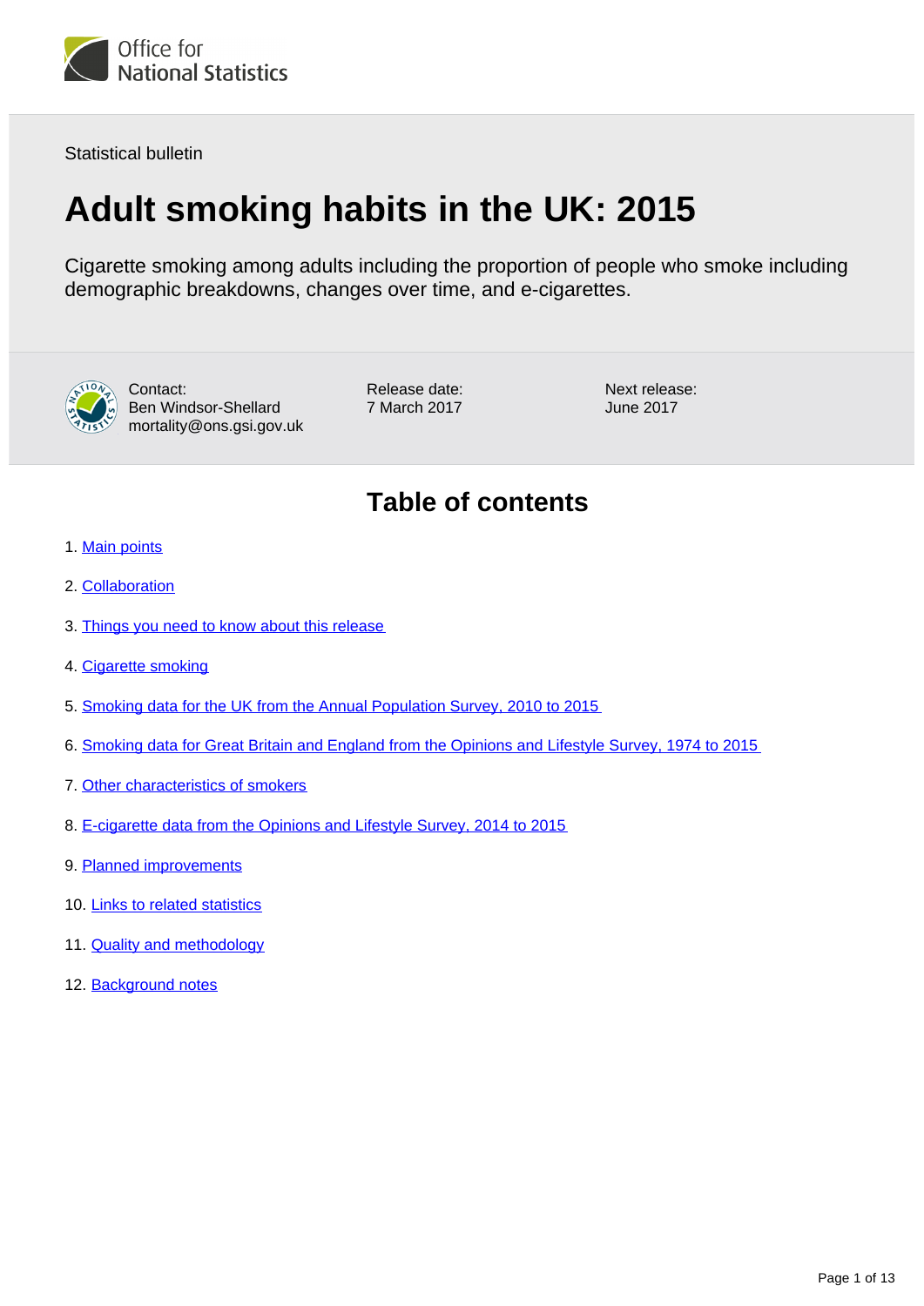Office for National Statistics

Statistical bulletin

# Adult smoking habits in the UK: 2015

Cigarette smoking among adults including the proportion of people who smoke including demographic breakdowns, changes over time, and e-cigarettes.

Contact:
Ben Windsor-Shellard
mortality@ons.gsi.gov.uk

Release date:
7 March 2017

Next release:
June 2017

## Table of contents

1. Main points
2. Collaboration
3. Things you need to know about this release
4. Cigarette smoking
5. Smoking data for the UK from the Annual Population Survey, 2010 to 2015
6. Smoking data for Great Britain and England from the Opinions and Lifestyle Survey, 1974 to 2015
7. Other characteristics of smokers
8. E-cigarette data from the Opinions and Lifestyle Survey, 2014 to 2015
9. Planned improvements
10. Links to related statistics
11. Quality and methodology
12. Background notes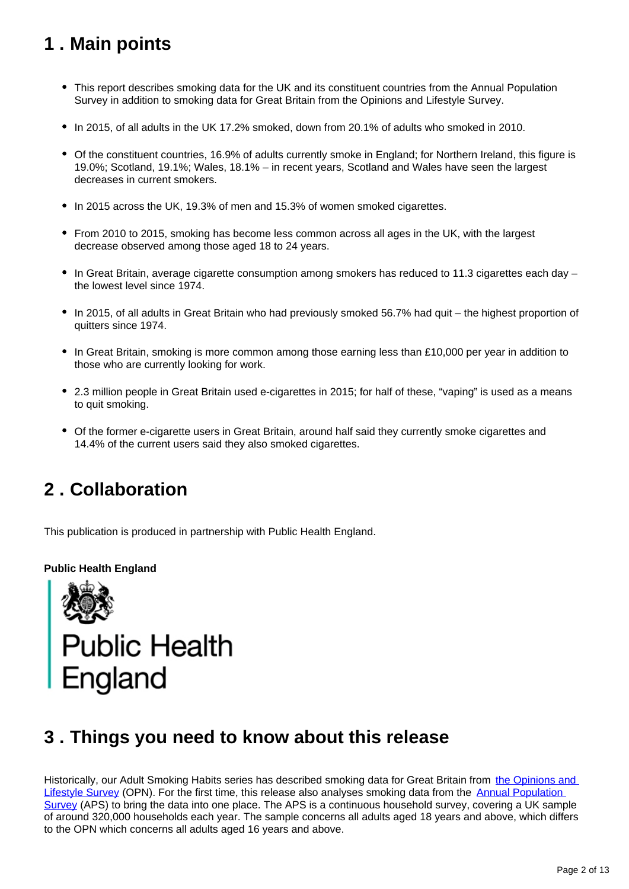## 1 . Main points

- This report describes smoking data for the UK and its constituent countries from the Annual Population Survey in addition to smoking data for Great Britain from the Opinions and Lifestyle Survey.
- In 2015, of all adults in the UK 17.2% smoked, down from 20.1% of adults who smoked in 2010.
- Of the constituent countries, 16.9% of adults currently smoke in England; for Northern Ireland, this figure is 19.0%; Scotland, 19.1%; Wales, 18.1% – in recent years, Scotland and Wales have seen the largest decreases in current smokers.
- In 2015 across the UK, 19.3% of men and 15.3% of women smoked cigarettes.
- From 2010 to 2015, smoking has become less common across all ages in the UK, with the largest decrease observed among those aged 18 to 24 years.
- In Great Britain, average cigarette consumption among smokers has reduced to 11.3 cigarettes each day – the lowest level since 1974.
- In 2015, of all adults in Great Britain who had previously smoked 56.7% had quit – the highest proportion of quitters since 1974.
- In Great Britain, smoking is more common among those earning less than £10,000 per year in addition to those who are currently looking for work.
- 2.3 million people in Great Britain used e-cigarettes in 2015; for half of these, "vaping" is used as a means to quit smoking.
- Of the former e-cigarette users in Great Britain, around half said they currently smoke cigarettes and 14.4% of the current users said they also smoked cigarettes.

## 2 . Collaboration

This publication is produced in partnership with Public Health England.

**Public Health England**

Public Health England

## 3 . Things you need to know about this release

Historically, our Adult Smoking Habits series has described smoking data for Great Britain from the Opinions and Lifestyle Survey (OPN). For the first time, this release also analyses smoking data from the Annual Population Survey (APS) to bring the data into one place. The APS is a continuous household survey, covering a UK sample of around 320,000 households each year. The sample concerns all adults aged 18 years and above, which differs to the OPN which concerns all adults aged 16 years and above.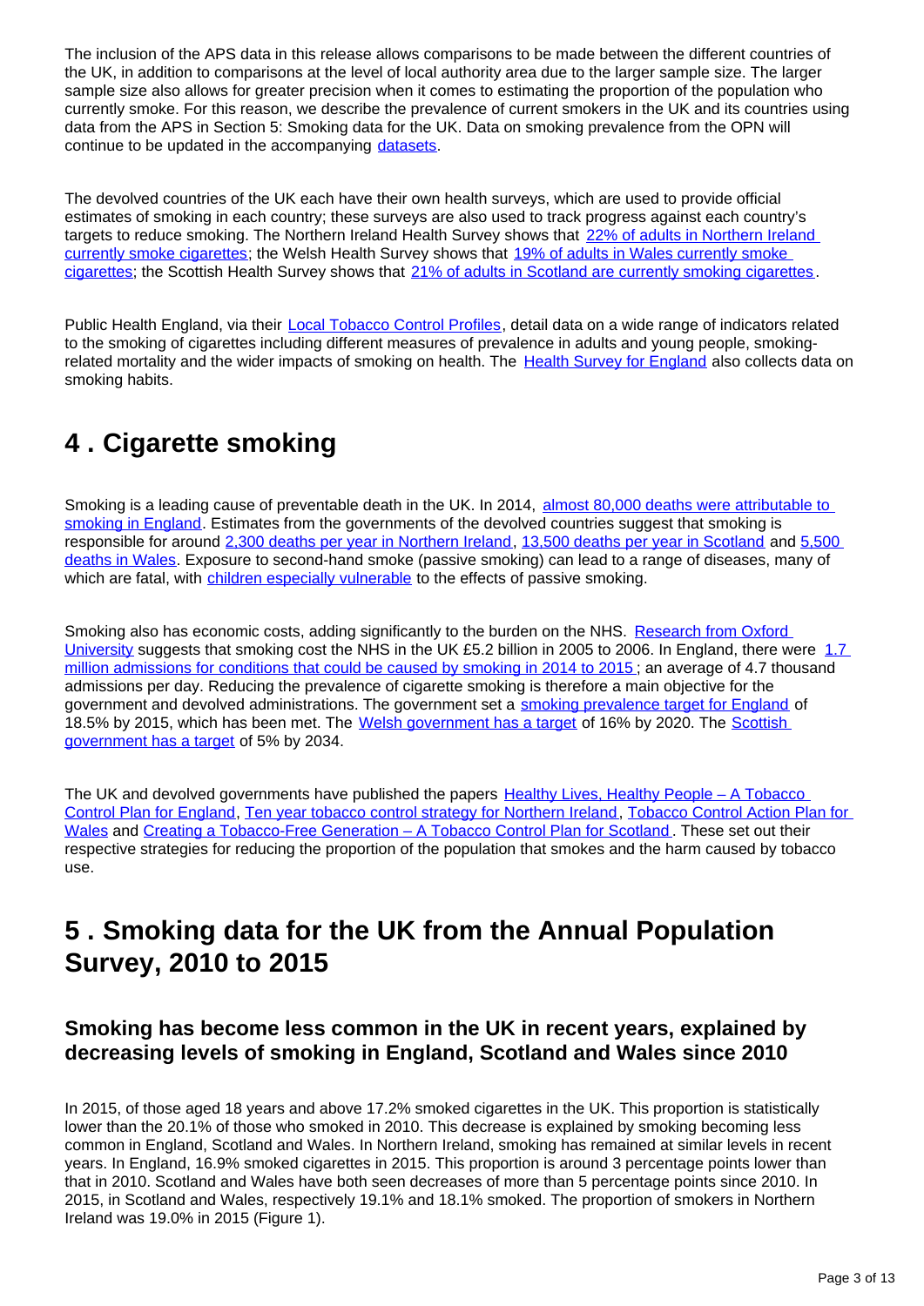The inclusion of the APS data in this release allows comparisons to be made between the different countries of the UK, in addition to comparisons at the level of local authority area due to the larger sample size. The larger sample size also allows for greater precision when it comes to estimating the proportion of the population who currently smoke. For this reason, we describe the prevalence of current smokers in the UK and its countries using data from the APS in Section 5: Smoking data for the UK. Data on smoking prevalence from the OPN will continue to be updated in the accompanying datasets.

The devolved countries of the UK each have their own health surveys, which are used to provide official estimates of smoking in each country; these surveys are also used to track progress against each country's targets to reduce smoking. The Northern Ireland Health Survey shows that 22% of adults in Northern Ireland currently smoke cigarettes; the Welsh Health Survey shows that 19% of adults in Wales currently smoke cigarettes; the Scottish Health Survey shows that 21% of adults in Scotland are currently smoking cigarettes.

Public Health England, via their Local Tobacco Control Profiles, detail data on a wide range of indicators related to the smoking of cigarettes including different measures of prevalence in adults and young people, smoking-related mortality and the wider impacts of smoking on health. The Health Survey for England also collects data on smoking habits.

## 4 . Cigarette smoking

Smoking is a leading cause of preventable death in the UK. In 2014, almost 80,000 deaths were attributable to smoking in England. Estimates from the governments of the devolved countries suggest that smoking is responsible for around 2,300 deaths per year in Northern Ireland, 13,500 deaths per year in Scotland and 5,500 deaths in Wales. Exposure to second-hand smoke (passive smoking) can lead to a range of diseases, many of which are fatal, with children especially vulnerable to the effects of passive smoking.

Smoking also has economic costs, adding significantly to the burden on the NHS. Research from Oxford University suggests that smoking cost the NHS in the UK £5.2 billion in 2005 to 2006. In England, there were 1.7 million admissions for conditions that could be caused by smoking in 2014 to 2015; an average of 4.7 thousand admissions per day. Reducing the prevalence of cigarette smoking is therefore a main objective for the government and devolved administrations. The government set a smoking prevalence target for England of 18.5% by 2015, which has been met. The Welsh government has a target of 16% by 2020. The Scottish government has a target of 5% by 2034.

The UK and devolved governments have published the papers Healthy Lives, Healthy People – A Tobacco Control Plan for England, Ten year tobacco control strategy for Northern Ireland, Tobacco Control Action Plan for Wales and Creating a Tobacco-Free Generation – A Tobacco Control Plan for Scotland. These set out their respective strategies for reducing the proportion of the population that smokes and the harm caused by tobacco use.

## 5 . Smoking data for the UK from the Annual Population Survey, 2010 to 2015

### Smoking has become less common in the UK in recent years, explained by decreasing levels of smoking in England, Scotland and Wales since 2010

In 2015, of those aged 18 years and above 17.2% smoked cigarettes in the UK. This proportion is statistically lower than the 20.1% of those who smoked in 2010. This decrease is explained by smoking becoming less common in England, Scotland and Wales. In Northern Ireland, smoking has remained at similar levels in recent years. In England, 16.9% smoked cigarettes in 2015. This proportion is around 3 percentage points lower than that in 2010. Scotland and Wales have both seen decreases of more than 5 percentage points since 2010. In 2015, in Scotland and Wales, respectively 19.1% and 18.1% smoked. The proportion of smokers in Northern Ireland was 19.0% in 2015 (Figure 1).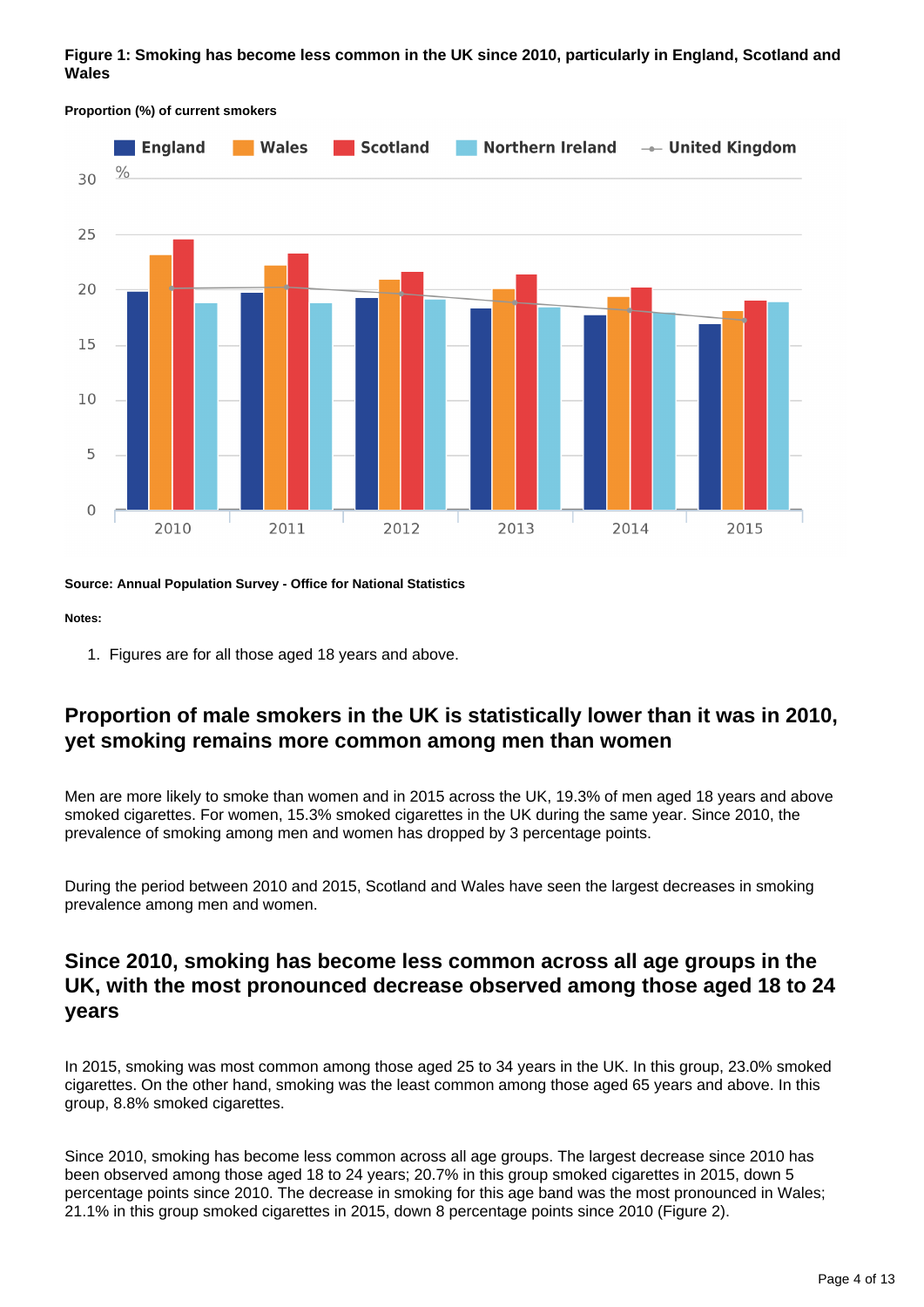**Figure 1: Smoking has become less common in the UK since 2010, particularly in England, Scotland and Wales**

**Proportion (%) of current smokers**

England
Wales
Scotland
Northern Ireland
United Kingdom

%
30
25
20
15
10
5
0

2010
2011
2012
2013
2014
2015

**Source: Annual Population Survey - Office for National Statistics**

**Notes:**

1. Figures are for all those aged 18 years and above.

## Proportion of male smokers in the UK is statistically lower than it was in 2010, yet smoking remains more common among men than women

Men are more likely to smoke than women and in 2015 across the UK, 19.3% of men aged 18 years and above smoked cigarettes. For women, 15.3% smoked cigarettes in the UK during the same year. Since 2010, the prevalence of smoking among men and women has dropped by 3 percentage points.

During the period between 2010 and 2015, Scotland and Wales have seen the largest decreases in smoking prevalence among men and women.

## Since 2010, smoking has become less common across all age groups in the UK, with the most pronounced decrease observed among those aged 18 to 24 years

In 2015, smoking was most common among those aged 25 to 34 years in the UK. In this group, 23.0% smoked cigarettes. On the other hand, smoking was the least common among those aged 65 years and above. In this group, 8.8% smoked cigarettes.

Since 2010, smoking has become less common across all age groups. The largest decrease since 2010 has been observed among those aged 18 to 24 years; 20.7% in this group smoked cigarettes in 2015, down 5 percentage points since 2010. The decrease in smoking for this age band was the most pronounced in Wales; 21.1% in this group smoked cigarettes in 2015, down 8 percentage points since 2010 (Figure 2).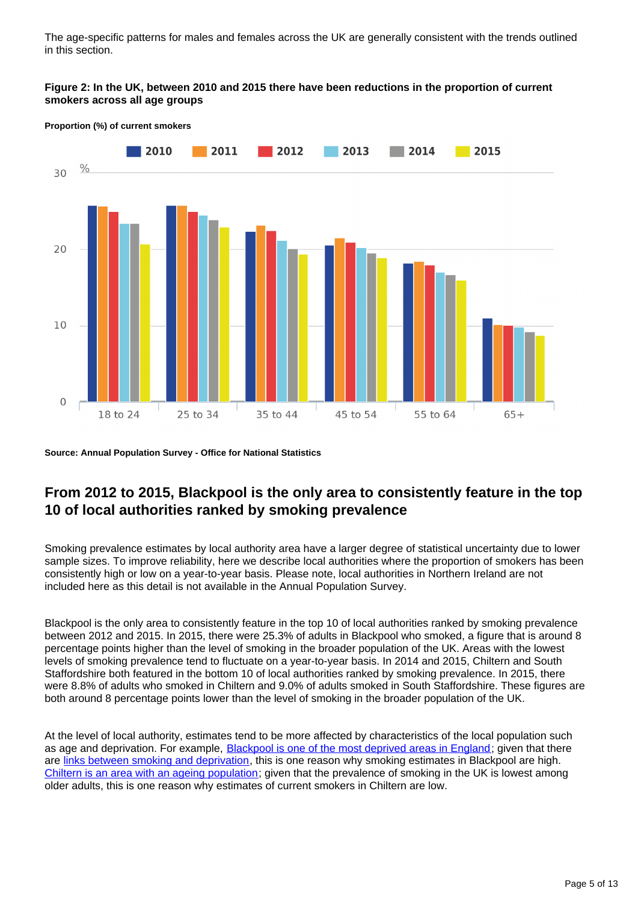The age-specific patterns for males and females across the UK are generally consistent with the trends outlined in this section.

**Figure 2: In the UK, between 2010 and 2015 there have been reductions in the proportion of current smokers across all age groups**

**Proportion (%) of current smokers**

2010 2011 2012 2013 2014 2015

%

30

20

10

0

18 to 24 25 to 34 35 to 44 45 to 54 55 to 64 65+

**Source: Annual Population Survey - Office for National Statistics**

## From 2012 to 2015, Blackpool is the only area to consistently feature in the top 10 of local authorities ranked by smoking prevalence

Smoking prevalence estimates by local authority area have a larger degree of statistical uncertainty due to lower sample sizes. To improve reliability, here we describe local authorities where the proportion of smokers has been consistently high or low on a year-to-year basis. Please note, local authorities in Northern Ireland are not included here as this detail is not available in the Annual Population Survey.

Blackpool is the only area to consistently feature in the top 10 of local authorities ranked by smoking prevalence between 2012 and 2015. In 2015, there were 25.3% of adults in Blackpool who smoked, a figure that is around 8 percentage points higher than the level of smoking in the broader population of the UK. Areas with the lowest levels of smoking prevalence tend to fluctuate on a year-to-year basis. In 2014 and 2015, Chiltern and South Staffordshire both featured in the bottom 10 of local authorities ranked by smoking prevalence. In 2015, there were 8.8% of adults who smoked in Chiltern and 9.0% of adults smoked in South Staffordshire. These figures are both around 8 percentage points lower than the level of smoking in the broader population of the UK.

At the level of local authority, estimates tend to be more affected by characteristics of the local population such as age and deprivation. For example, Blackpool is one of the most deprived areas in England; given that there are links between smoking and deprivation, this is one reason why smoking estimates in Blackpool are high. Chiltern is an area with an ageing population; given that the prevalence of smoking in the UK is lowest among older adults, this is one reason why estimates of current smokers in Chiltern are low.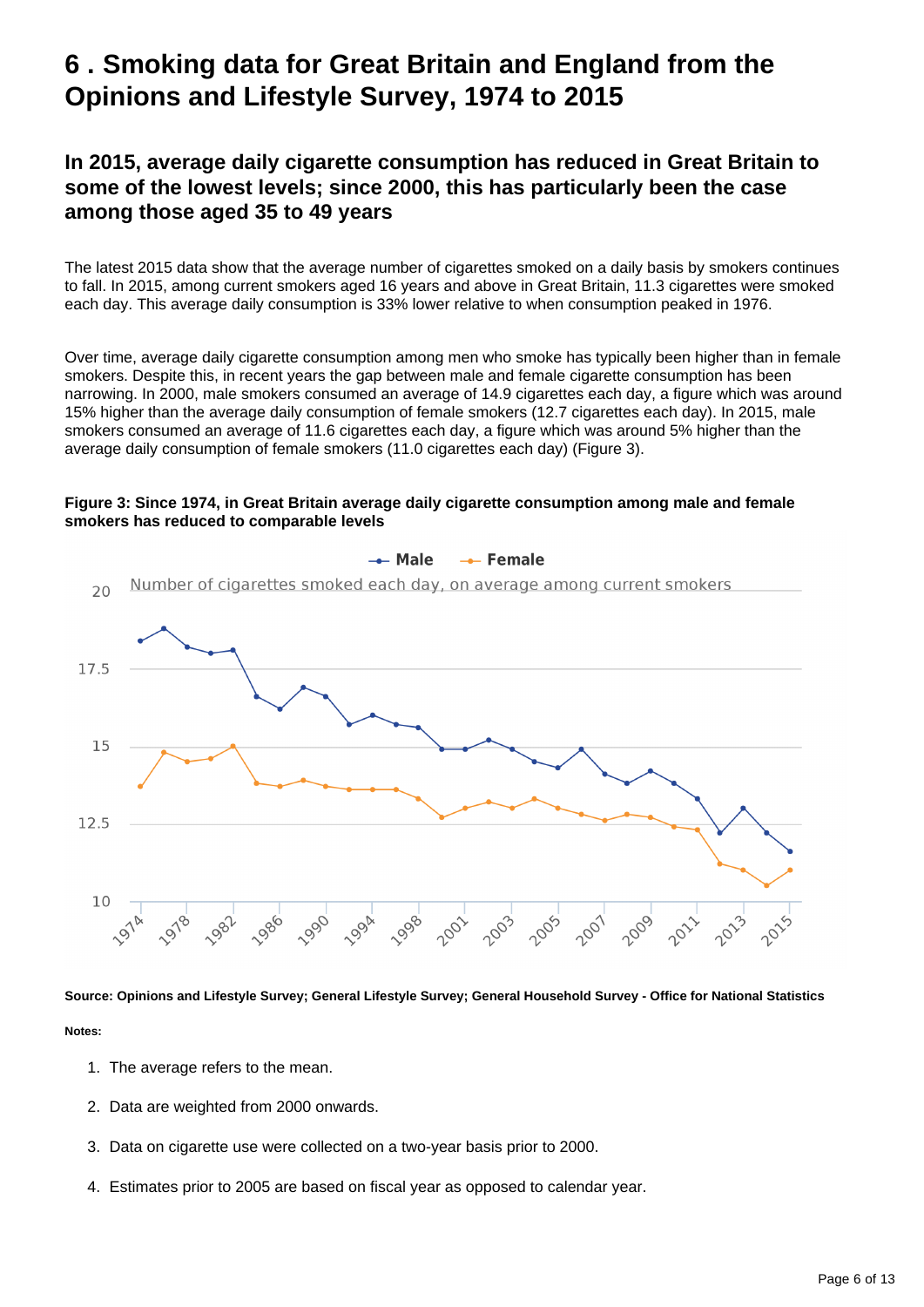# 6 . Smoking data for Great Britain and England from the Opinions and Lifestyle Survey, 1974 to 2015

## In 2015, average daily cigarette consumption has reduced in Great Britain to some of the lowest levels; since 2000, this has particularly been the case among those aged 35 to 49 years

The latest 2015 data show that the average number of cigarettes smoked on a daily basis by smokers continues to fall. In 2015, among current smokers aged 16 years and above in Great Britain, 11.3 cigarettes were smoked each day. This average daily consumption is 33% lower relative to when consumption peaked in 1976.

Over time, average daily cigarette consumption among men who smoke has typically been higher than in female smokers. Despite this, in recent years the gap between male and female cigarette consumption has been narrowing. In 2000, male smokers consumed an average of 14.9 cigarettes each day, a figure which was around 15% higher than the average daily consumption of female smokers (12.7 cigarettes each day). In 2015, male smokers consumed an average of 11.6 cigarettes each day, a figure which was around 5% higher than the average daily consumption of female smokers (11.0 cigarettes each day) (Figure 3).

**Figure 3: Since 1974, in Great Britain average daily cigarette consumption among male and female smokers has reduced to comparable levels**

Male
Female

Number of cigarettes smoked each day, on average among current smokers

20
17.5
15
12.5
10

1974 1978 1982 1986 1990 1994 1998 2001 2003 2005 2007 2009 2011 2013 2015

**Source: Opinions and Lifestyle Survey; General Lifestyle Survey; General Household Survey - Office for National Statistics**

**Notes:**

1. The average refers to the mean.
2. Data are weighted from 2000 onwards.
3. Data on cigarette use were collected on a two-year basis prior to 2000.
4. Estimates prior to 2005 are based on fiscal year as opposed to calendar year.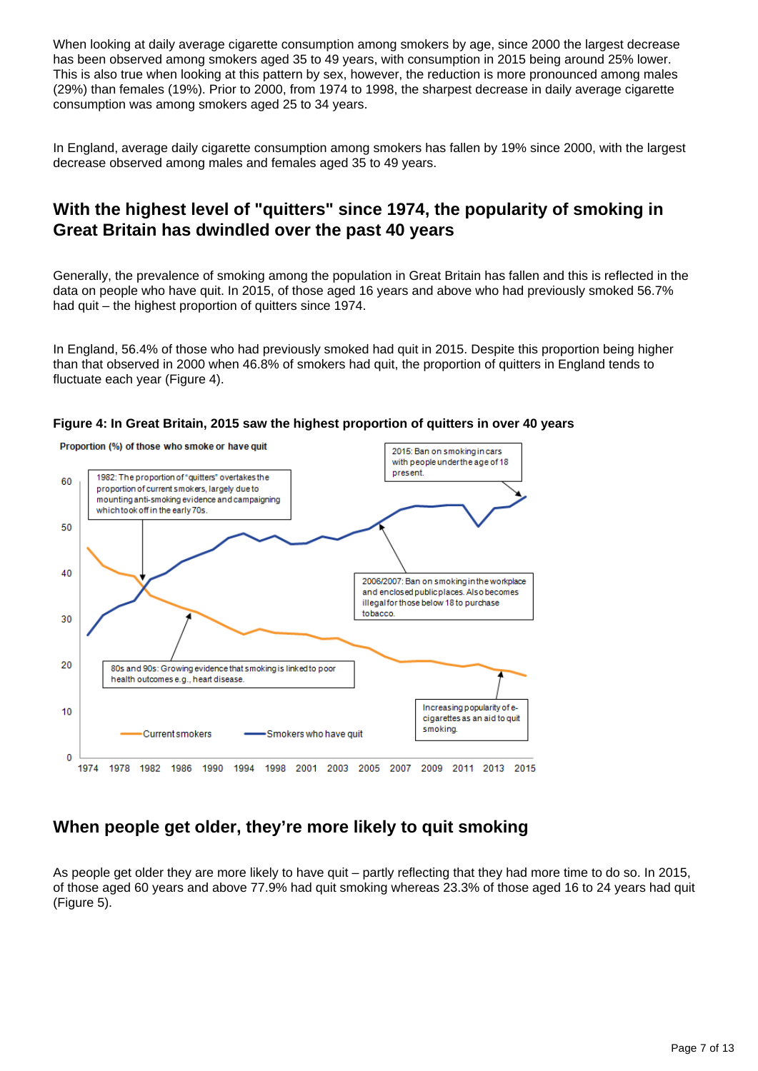When looking at daily average cigarette consumption among smokers by age, since 2000 the largest decrease has been observed among smokers aged 35 to 49 years, with consumption in 2015 being around 25% lower. This is also true when looking at this pattern by sex, however, the reduction is more pronounced among males (29%) than females (19%). Prior to 2000, from 1974 to 1998, the sharpest decrease in daily average cigarette consumption was among smokers aged 25 to 34 years.

In England, average daily cigarette consumption among smokers has fallen by 19% since 2000, with the largest decrease observed among males and females aged 35 to 49 years.

## With the highest level of "quitters" since 1974, the popularity of smoking in Great Britain has dwindled over the past 40 years

Generally, the prevalence of smoking among the population in Great Britain has fallen and this is reflected in the data on people who have quit. In 2015, of those aged 16 years and above who had previously smoked 56.7% had quit – the highest proportion of quitters since 1974.

In England, 56.4% of those who had previously smoked had quit in 2015. Despite this proportion being higher than that observed in 2000 when 46.8% of smokers had quit, the proportion of quitters in England tends to fluctuate each year (Figure 4).

**Figure 4: In Great Britain, 2015 saw the highest proportion of quitters in over 40 years**

Proportion (%) of those who smoke or have quit

60
50
40
30
20
10
0

1974 1978 1982 1986 1990 1994 1998 2001 2003 2005 2007 2009 2011 2013 2015

1982: The proportion of "quitters" overtakes the proportion of current smokers, largely due to mounting anti-smoking evidence and campaigning which took off in the early 70s.

2015: Ban on smoking in cars with people under the age of 18 present.

2006/2007: Ban on smoking in the workplace and enclosed public places. Also becomes illegal for those below 18 to purchase tobacco.

80s and 90s: Growing evidence that smoking is linked to poor health outcomes e.g., heart disease.

Increasing popularity of e-cigarettes as an aid to quit smoking.

Current smokers
Smokers who have quit

## When people get older, they're more likely to quit smoking

As people get older they are more likely to have quit – partly reflecting that they had more time to do so. In 2015, of those aged 60 years and above 77.9% had quit smoking whereas 23.3% of those aged 16 to 24 years had quit (Figure 5).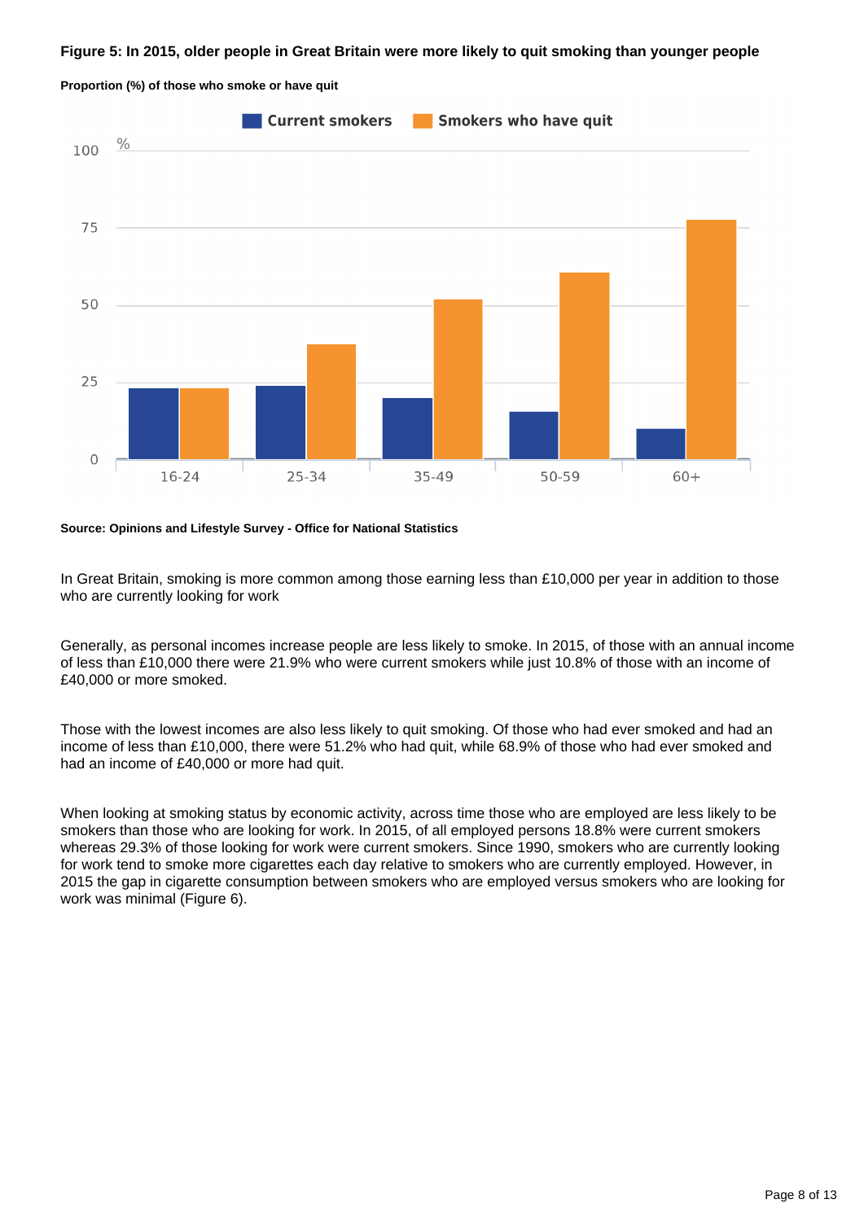**Figure 5: In 2015, older people in Great Britain were more likely to quit smoking than younger people**

**Proportion (%) of those who smoke or have quit**

Current smokers
Smokers who have quit

100 %
75
50
25
0

16-24
25-34
35-49
50-59
60+

**Source: Opinions and Lifestyle Survey - Office for National Statistics**

In Great Britain, smoking is more common among those earning less than £10,000 per year in addition to those who are currently looking for work

Generally, as personal incomes increase people are less likely to smoke. In 2015, of those with an annual income of less than £10,000 there were 21.9% who were current smokers while just 10.8% of those with an income of £40,000 or more smoked.

Those with the lowest incomes are also less likely to quit smoking. Of those who had ever smoked and had an income of less than £10,000, there were 51.2% who had quit, while 68.9% of those who had ever smoked and had an income of £40,000 or more had quit.

When looking at smoking status by economic activity, across time those who are employed are less likely to be smokers than those who are looking for work. In 2015, of all employed persons 18.8% were current smokers whereas 29.3% of those looking for work were current smokers. Since 1990, smokers who are currently looking for work tend to smoke more cigarettes each day relative to smokers who are currently employed. However, in 2015 the gap in cigarette consumption between smokers who are employed versus smokers who are looking for work was minimal (Figure 6).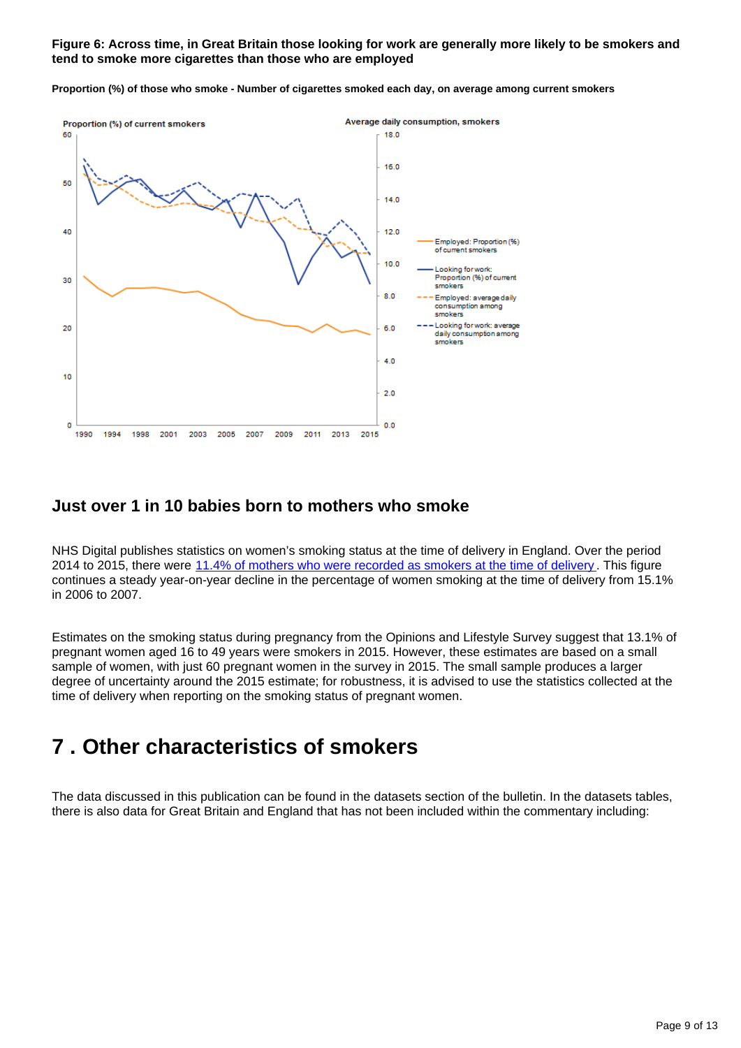**Figure 6: Across time, in Great Britain those looking for work are generally more likely to be smokers and tend to smoke more cigarettes than those who are employed**

**Proportion (%) of those who smoke - Number of cigarettes smoked each day, on average among current smokers**

Proportion (%) of current smokers

Average daily consumption, smokers

60
50
40
30
20
10
0

18.0
16.0
14.0
12.0
10.0
8.0
6.0
4.0
2.0
0.0

1990 1994 1998 2001 2003 2005 2007 2009 2011 2013 2015

Employed: Proportion (%) of current smokers

Looking for work: Proportion (%) of current smokers

Employed: average daily consumption among smokers

Looking for work: average daily consumption among smokers

## Just over 1 in 10 babies born to mothers who smoke

NHS Digital publishes statistics on women's smoking status at the time of delivery in England. Over the period 2014 to 2015, there were 11.4% of mothers who were recorded as smokers at the time of delivery. This figure continues a steady year-on-year decline in the percentage of women smoking at the time of delivery from 15.1% in 2006 to 2007.

Estimates on the smoking status during pregnancy from the Opinions and Lifestyle Survey suggest that 13.1% of pregnant women aged 16 to 49 years were smokers in 2015. However, these estimates are based on a small sample of women, with just 60 pregnant women in the survey in 2015. The small sample produces a larger degree of uncertainty around the 2015 estimate; for robustness, it is advised to use the statistics collected at the time of delivery when reporting on the smoking status of pregnant women.

# 7 . Other characteristics of smokers

The data discussed in this publication can be found in the datasets section of the bulletin. In the datasets tables, there is also data for Great Britain and England that has not been included within the commentary including: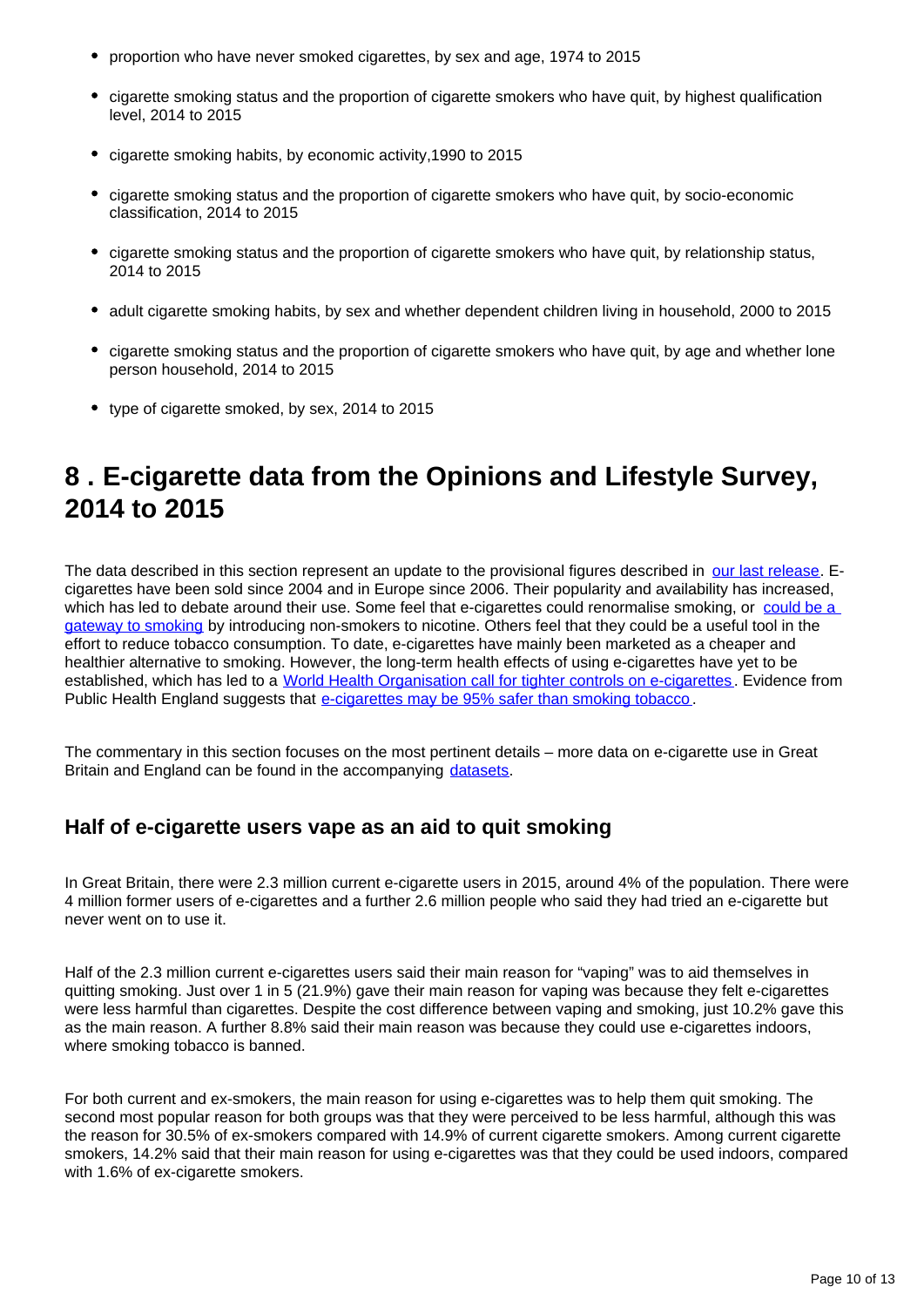- proportion who have never smoked cigarettes, by sex and age, 1974 to 2015
- cigarette smoking status and the proportion of cigarette smokers who have quit, by highest qualification level, 2014 to 2015
- cigarette smoking habits, by economic activity,1990 to 2015
- cigarette smoking status and the proportion of cigarette smokers who have quit, by socio-economic classification, 2014 to 2015
- cigarette smoking status and the proportion of cigarette smokers who have quit, by relationship status, 2014 to 2015
- adult cigarette smoking habits, by sex and whether dependent children living in household, 2000 to 2015
- cigarette smoking status and the proportion of cigarette smokers who have quit, by age and whether lone person household, 2014 to 2015
- type of cigarette smoked, by sex, 2014 to 2015

# 8 . E-cigarette data from the Opinions and Lifestyle Survey, 2014 to 2015

The data described in this section represent an update to the provisional figures described in our last release. E-cigarettes have been sold since 2004 and in Europe since 2006. Their popularity and availability has increased, which has led to debate around their use. Some feel that e-cigarettes could renormalise smoking, or could be a gateway to smoking by introducing non-smokers to nicotine. Others feel that they could be a useful tool in the effort to reduce tobacco consumption. To date, e-cigarettes have mainly been marketed as a cheaper and healthier alternative to smoking. However, the long-term health effects of using e-cigarettes have yet to be established, which has led to a World Health Organisation call for tighter controls on e-cigarettes. Evidence from Public Health England suggests that e-cigarettes may be 95% safer than smoking tobacco.

The commentary in this section focuses on the most pertinent details – more data on e-cigarette use in Great Britain and England can be found in the accompanying datasets.

## Half of e-cigarette users vape as an aid to quit smoking

In Great Britain, there were 2.3 million current e-cigarette users in 2015, around 4% of the population. There were 4 million former users of e-cigarettes and a further 2.6 million people who said they had tried an e-cigarette but never went on to use it.

Half of the 2.3 million current e-cigarettes users said their main reason for "vaping" was to aid themselves in quitting smoking. Just over 1 in 5 (21.9%) gave their main reason for vaping was because they felt e-cigarettes were less harmful than cigarettes. Despite the cost difference between vaping and smoking, just 10.2% gave this as the main reason. A further 8.8% said their main reason was because they could use e-cigarettes indoors, where smoking tobacco is banned.

For both current and ex-smokers, the main reason for using e-cigarettes was to help them quit smoking. The second most popular reason for both groups was that they were perceived to be less harmful, although this was the reason for 30.5% of ex-smokers compared with 14.9% of current cigarette smokers. Among current cigarette smokers, 14.2% said that their main reason for using e-cigarettes was that they could be used indoors, compared with 1.6% of ex-cigarette smokers.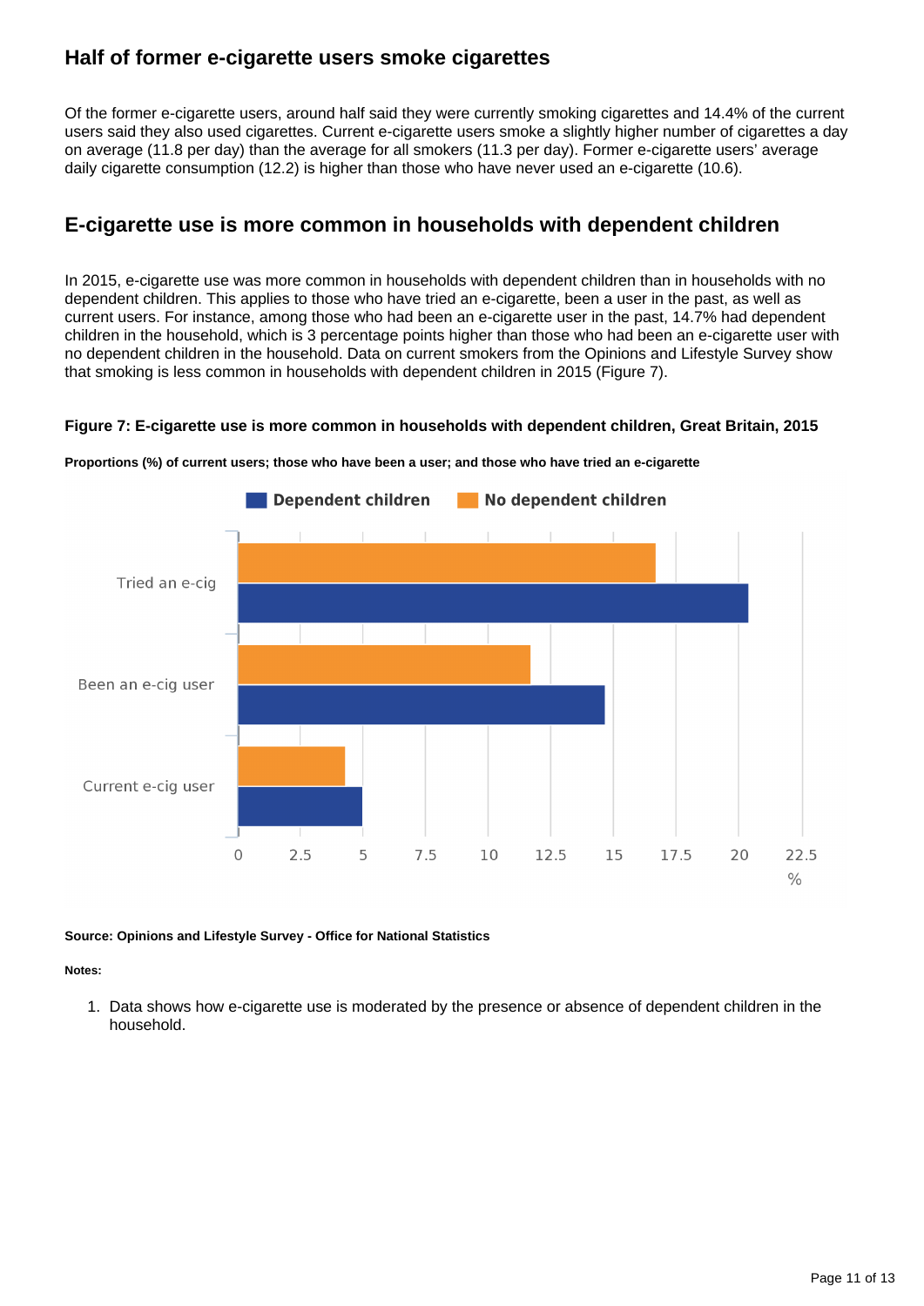## Half of former e-cigarette users smoke cigarettes

Of the former e-cigarette users, around half said they were currently smoking cigarettes and 14.4% of the current users said they also used cigarettes. Current e-cigarette users smoke a slightly higher number of cigarettes a day on average (11.8 per day) than the average for all smokers (11.3 per day). Former e-cigarette users' average daily cigarette consumption (12.2) is higher than those who have never used an e-cigarette (10.6).

## E-cigarette use is more common in households with dependent children

In 2015, e-cigarette use was more common in households with dependent children than in households with no dependent children. This applies to those who have tried an e-cigarette, been a user in the past, as well as current users. For instance, among those who had been an e-cigarette user in the past, 14.7% had dependent children in the household, which is 3 percentage points higher than those who had been an e-cigarette user with no dependent children in the household. Data on current smokers from the Opinions and Lifestyle Survey show that smoking is less common in households with dependent children in 2015 (Figure 7).

**Figure 7: E-cigarette use is more common in households with dependent children, Great Britain, 2015**

**Proportions (%) of current users; those who have been a user; and those who have tried an e-cigarette**

Dependent children
No dependent children

Tried an e-cig
Been an e-cig user
Current e-cig user

0
2.5
5
7.5
10
12.5
15
17.5
20
22.5
%

**Source: Opinions and Lifestyle Survey - Office for National Statistics**

**Notes:**

1. Data shows how e-cigarette use is moderated by the presence or absence of dependent children in the household.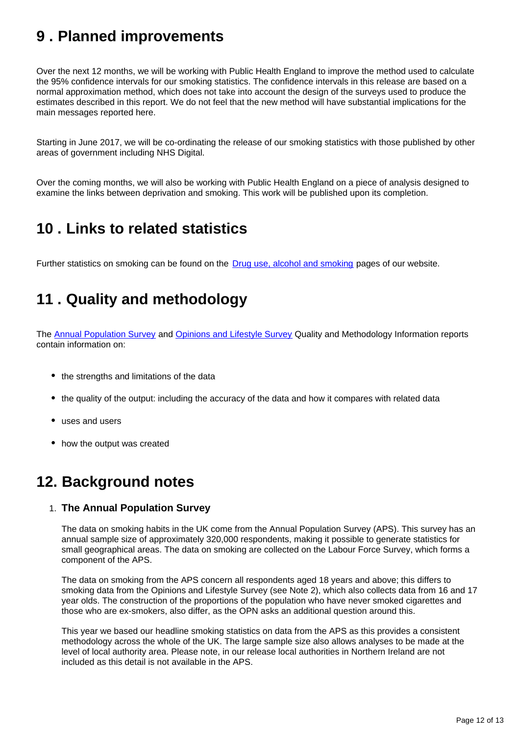## 9 . Planned improvements

Over the next 12 months, we will be working with Public Health England to improve the method used to calculate the 95% confidence intervals for our smoking statistics. The confidence intervals in this release are based on a normal approximation method, which does not take into account the design of the surveys used to produce the estimates described in this report. We do not feel that the new method will have substantial implications for the main messages reported here.

Starting in June 2017, we will be co-ordinating the release of our smoking statistics with those published by other areas of government including NHS Digital.

Over the coming months, we will also be working with Public Health England on a piece of analysis designed to examine the links between deprivation and smoking. This work will be published upon its completion.

## 10 . Links to related statistics

Further statistics on smoking can be found on the Drug use, alcohol and smoking pages of our website.

## 11 . Quality and methodology

The Annual Population Survey and Opinions and Lifestyle Survey Quality and Methodology Information reports contain information on:

- the strengths and limitations of the data
- the quality of the output: including the accuracy of the data and how it compares with related data
- uses and users
- how the output was created

## 12. Background notes

1. **The Annual Population Survey**

   The data on smoking habits in the UK come from the Annual Population Survey (APS). This survey has an annual sample size of approximately 320,000 respondents, making it possible to generate statistics for small geographical areas. The data on smoking are collected on the Labour Force Survey, which forms a component of the APS.

   The data on smoking from the APS concern all respondents aged 18 years and above; this differs to smoking data from the Opinions and Lifestyle Survey (see Note 2), which also collects data from 16 and 17 year olds. The construction of the proportions of the population who have never smoked cigarettes and those who are ex-smokers, also differ, as the OPN asks an additional question around this.

   This year we based our headline smoking statistics on data from the APS as this provides a consistent methodology across the whole of the UK. The large sample size also allows analyses to be made at the level of local authority area. Please note, in our release local authorities in Northern Ireland are not included as this detail is not available in the APS.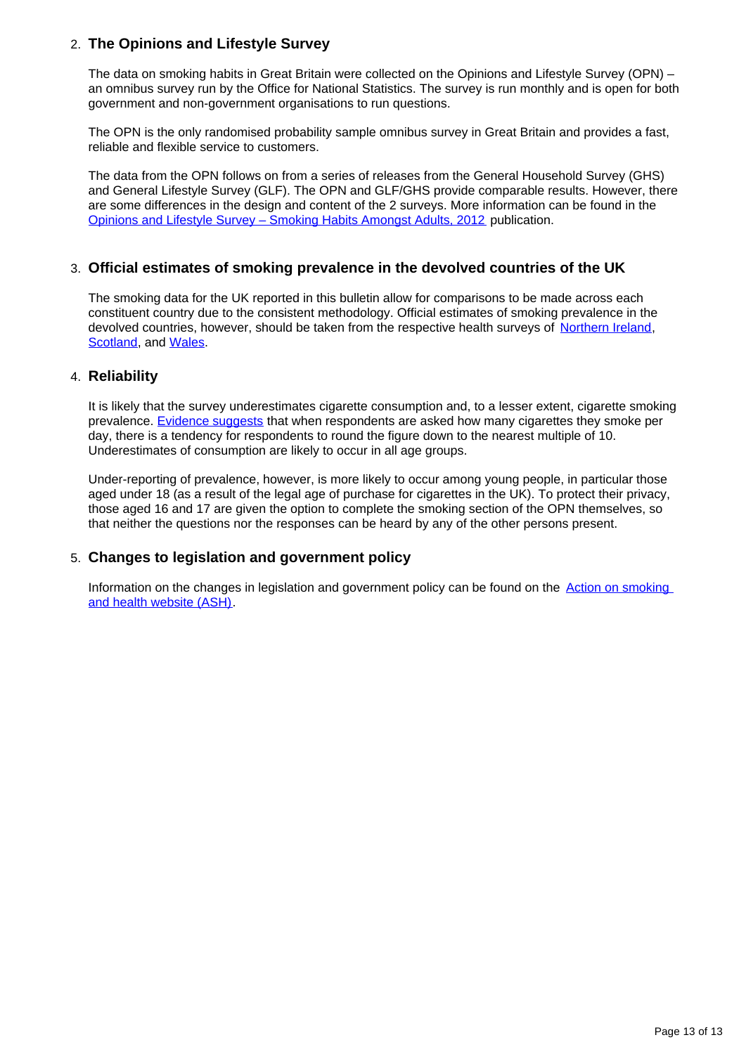2. **The Opinions and Lifestyle Survey**

   The data on smoking habits in Great Britain were collected on the Opinions and Lifestyle Survey (OPN) – an omnibus survey run by the Office for National Statistics. The survey is run monthly and is open for both government and non-government organisations to run questions.

   The OPN is the only randomised probability sample omnibus survey in Great Britain and provides a fast, reliable and flexible service to customers.

   The data from the OPN follows on from a series of releases from the General Household Survey (GHS) and General Lifestyle Survey (GLF). The OPN and GLF/GHS provide comparable results. However, there are some differences in the design and content of the 2 surveys. More information can be found in the Opinions and Lifestyle Survey – Smoking Habits Amongst Adults, 2012 publication.

3. **Official estimates of smoking prevalence in the devolved countries of the UK**

   The smoking data for the UK reported in this bulletin allow for comparisons to be made across each constituent country due to the consistent methodology. Official estimates of smoking prevalence in the devolved countries, however, should be taken from the respective health surveys of Northern Ireland, Scotland, and Wales.

4. **Reliability**

   It is likely that the survey underestimates cigarette consumption and, to a lesser extent, cigarette smoking prevalence. Evidence suggests that when respondents are asked how many cigarettes they smoke per day, there is a tendency for respondents to round the figure down to the nearest multiple of 10. Underestimates of consumption are likely to occur in all age groups.

   Under-reporting of prevalence, however, is more likely to occur among young people, in particular those aged under 18 (as a result of the legal age of purchase for cigarettes in the UK). To protect their privacy, those aged 16 and 17 are given the option to complete the smoking section of the OPN themselves, so that neither the questions nor the responses can be heard by any of the other persons present.

5. **Changes to legislation and government policy**

   Information on the changes in legislation and government policy can be found on the Action on smoking and health website (ASH).